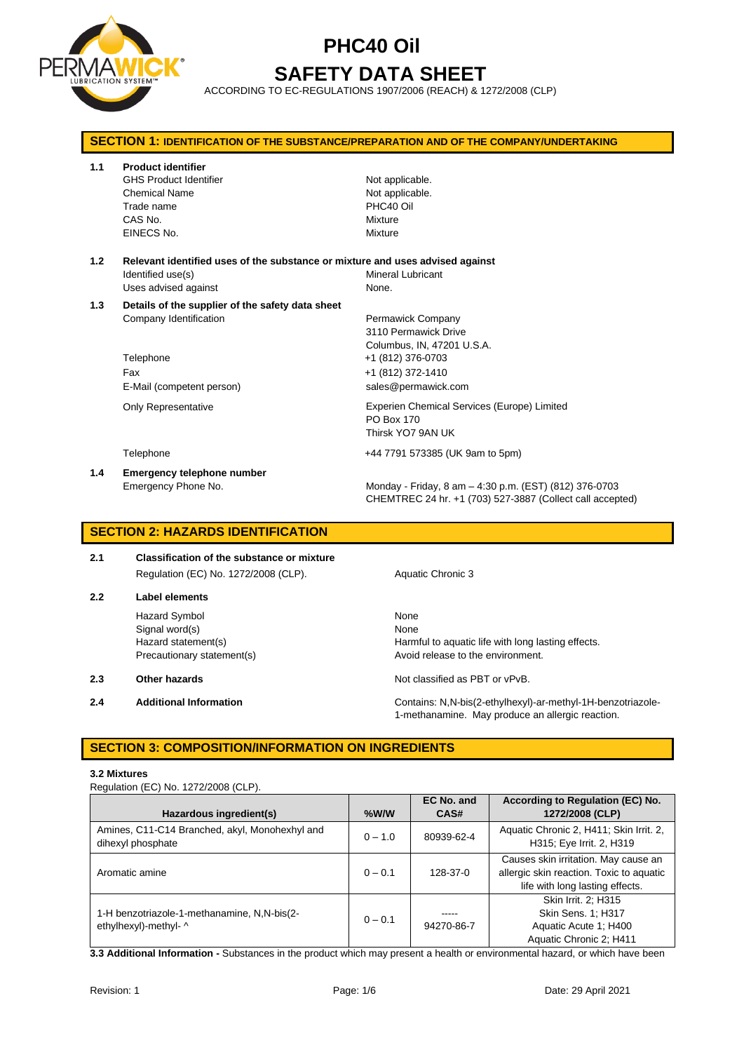# PHC40 Oil

# SAFETY DATA SHEET

ACCORDING TO EC-REGULATIONS 1907/2006 (REACH) & 1272/2008 (CLP)

## SECTION 1: IDENTIFICATION OF THE SUBSTANCE/PREPARATION AND OF THE COMPANY/UNDERTAKING

**1.1 Product identifier**

| | |
|---|---|
| GHS Product Identifier | Not applicable. |
| Chemical Name | Not applicable. |
| Trade name | PHC40 Oil |
| CAS No. | Mixture |
| EINECS No. | Mixture |

**1.2 Relevant identified uses of the substance or mixture and uses advised against**

| | |
|---|---|
| Identified use(s) | Mineral Lubricant |
| Uses advised against | None. |

**1.3 Details of the supplier of the safety data sheet**

| | |
|---|---|
| Company Identification | Permawick Company<br>3110 Permawick Drive<br>Columbus, IN, 47201 U.S.A. |
| Telephone | +1 (812) 376-0703 |
| Fax | +1 (812) 372-1410 |
| E-Mail (competent person) | sales@permawick.com |
| Only Representative | Experien Chemical Services (Europe) Limited<br>PO Box 170<br>Thirsk YO7 9AN UK |
| Telephone | +44 7791 573385 (UK 9am to 5pm) |

**1.4 Emergency telephone number**

| | |
|---|---|
| Emergency Phone No. | Monday - Friday, 8 am – 4:30 p.m. (EST) (812) 376-0703<br>CHEMTREC 24 hr. +1 (703) 527-3887 (Collect call accepted) |

## SECTION 2: HAZARDS IDENTIFICATION

**2.1 Classification of the substance or mixture**

| | |
|---|---|
| Regulation (EC) No. 1272/2008 (CLP). | Aquatic Chronic 3 |

**2.2 Label elements**

| | |
|---|---|
| Hazard Symbol | None |
| Signal word(s) | None |
| Hazard statement(s) | Harmful to aquatic life with long lasting effects. |
| Precautionary statement(s) | Avoid release to the environment. |

**2.3 Other hazards** — Not classified as PBT or vPvB.

**2.4 Additional Information** — Contains: N,N-bis(2-ethylhexyl)-ar-methyl-1H-benzotriazole-1-methanamine. May produce an allergic reaction.

## SECTION 3: COMPOSITION/INFORMATION ON INGREDIENTS

**3.2 Mixtures**

Regulation (EC) No. 1272/2008 (CLP).

| Hazardous ingredient(s) | %W/W | EC No. and CAS# | According to Regulation (EC) No. 1272/2008 (CLP) |
|---|---|---|---|
| Amines, C11-C14 Branched, akyl, Monohexhyl and dihexyl phosphate | 0 – 1.0 | 80939-62-4 | Aquatic Chronic 2, H411; Skin Irrit. 2, H315; Eye Irrit. 2, H319 |
| Aromatic amine | 0 – 0.1 | 128-37-0 | Causes skin irritation. May cause an allergic skin reaction. Toxic to aquatic life with long lasting effects. |
| 1-H benzotriazole-1-methanamine, N,N-bis(2-ethylhexyl)-methyl- ^ | 0 – 0.1 | -----<br>94270-86-7 | Skin Irrit. 2; H315<br>Skin Sens. 1; H317<br>Aquatic Acute 1; H400<br>Aquatic Chronic 2; H411 |

**3.3 Additional Information -** Substances in the product which may present a health or environmental hazard, or which have been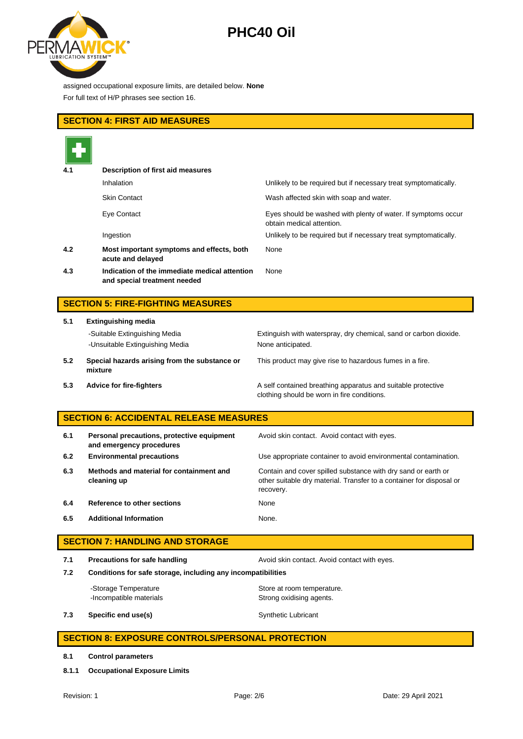assigned occupational exposure limits, are detailed below. **None**

For full text of H/P phrases see section 16.

## SECTION 4: FIRST AID MEASURES

| | | |
|---|---|---|
| **4.1** | **Description of first aid measures** | |
| | Inhalation | Unlikely to be required but if necessary treat symptomatically. |
| | Skin Contact | Wash affected skin with soap and water. |
| | Eye Contact | Eyes should be washed with plenty of water. If symptoms occur obtain medical attention. |
| | Ingestion | Unlikely to be required but if necessary treat symptomatically. |
| **4.2** | **Most important symptoms and effects, both acute and delayed** | None |
| **4.3** | **Indication of the immediate medical attention and special treatment needed** | None |

## SECTION 5: FIRE-FIGHTING MEASURES

| | | |
|---|---|---|
| **5.1** | **Extinguishing media** | |
| | -Suitable Extinguishing Media | Extinguish with waterspray, dry chemical, sand or carbon dioxide. |
| | -Unsuitable Extinguishing Media | None anticipated. |
| **5.2** | **Special hazards arising from the substance or mixture** | This product may give rise to hazardous fumes in a fire. |
| **5.3** | **Advice for fire-fighters** | A self contained breathing apparatus and suitable protective clothing should be worn in fire conditions. |

## SECTION 6: ACCIDENTAL RELEASE MEASURES

| | | |
|---|---|---|
| **6.1** | **Personal precautions, protective equipment and emergency procedures** | Avoid skin contact. Avoid contact with eyes. |
| **6.2** | **Environmental precautions** | Use appropriate container to avoid environmental contamination. |
| **6.3** | **Methods and material for containment and cleaning up** | Contain and cover spilled substance with dry sand or earth or other suitable dry material. Transfer to a container for disposal or recovery. |
| **6.4** | **Reference to other sections** | None |
| **6.5** | **Additional Information** | None. |

## SECTION 7: HANDLING AND STORAGE

| | | |
|---|---|---|
| **7.1** | **Precautions for safe handling** | Avoid skin contact. Avoid contact with eyes. |
| **7.2** | **Conditions for safe storage, including any incompatibilities** | |
| | -Storage Temperature | Store at room temperature. |
| | -Incompatible materials | Strong oxidising agents. |
| **7.3** | **Specific end use(s)** | Synthetic Lubricant |

## SECTION 8: EXPOSURE CONTROLS/PERSONAL PROTECTION

**8.1 Control parameters**

**8.1.1 Occupational Exposure Limits**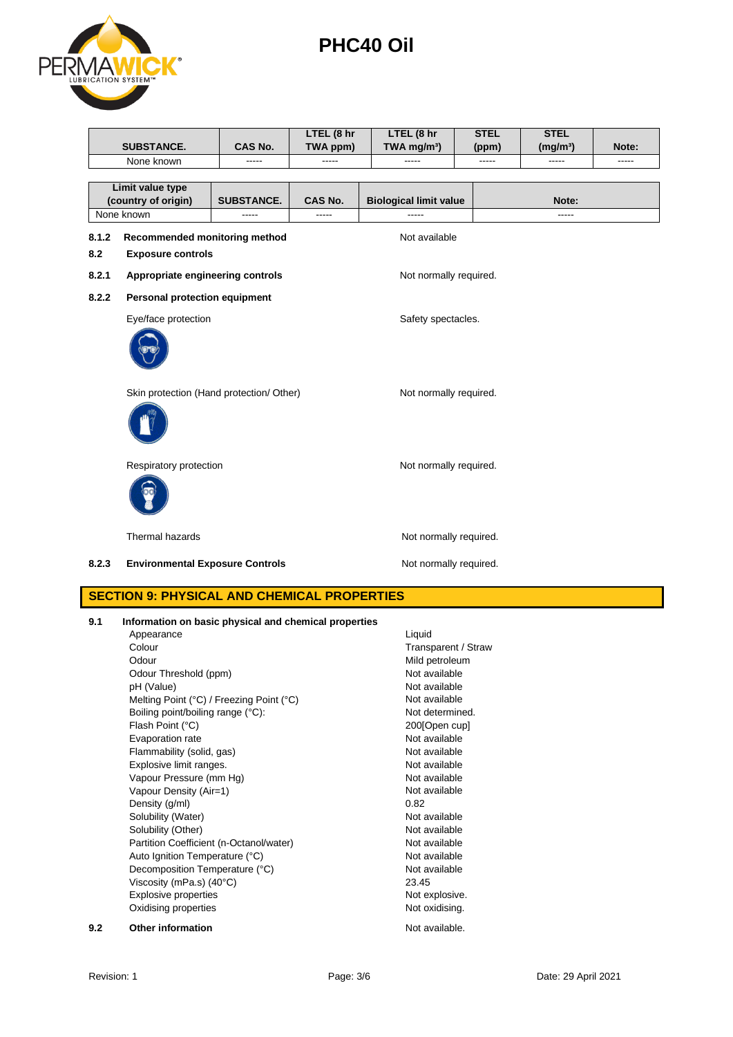| SUBSTANCE. | CAS No. | LTEL (8 hr TWA ppm) | LTEL (8 hr TWA mg/m³) | STEL (ppm) | STEL (mg/m³) | Note: |
|---|---|---|---|---|---|---|
| None known | ----- | ----- | ----- | ----- | ----- | ----- |

| Limit value type (country of origin) | SUBSTANCE. | CAS No. | Biological limit value | Note: |
|---|---|---|---|---|
| None known | ----- | ----- | ----- | ----- |

**8.1.2 Recommended monitoring method** Not available

**8.2 Exposure controls**

**8.2.1 Appropriate engineering controls** Not normally required.

**8.2.2 Personal protection equipment**

Eye/face protection: Safety spectacles.

Skin protection (Hand protection/ Other): Not normally required.

Respiratory protection: Not normally required.

Thermal hazards: Not normally required.

**8.2.3 Environmental Exposure Controls** Not normally required.

## SECTION 9: PHYSICAL AND CHEMICAL PROPERTIES

**9.1 Information on basic physical and chemical properties**

| Property | Value |
|---|---|
| Appearance | Liquid |
| Colour | Transparent / Straw |
| Odour | Mild petroleum |
| Odour Threshold (ppm) | Not available |
| pH (Value) | Not available |
| Melting Point (°C) / Freezing Point (°C) | Not available |
| Boiling point/boiling range (°C): | Not determined. |
| Flash Point (°C) | 200[Open cup] |
| Evaporation rate | Not available |
| Flammability (solid, gas) | Not available |
| Explosive limit ranges. | Not available |
| Vapour Pressure (mm Hg) | Not available |
| Vapour Density (Air=1) | Not available |
| Density (g/ml) | 0.82 |
| Solubility (Water) | Not available |
| Solubility (Other) | Not available |
| Partition Coefficient (n-Octanol/water) | Not available |
| Auto Ignition Temperature (°C) | Not available |
| Decomposition Temperature (°C) | Not available |
| Viscosity (mPa.s) (40°C) | 23.45 |
| Explosive properties | Not explosive. |
| Oxidising properties | Not oxidising. |

**9.2 Other information** Not available.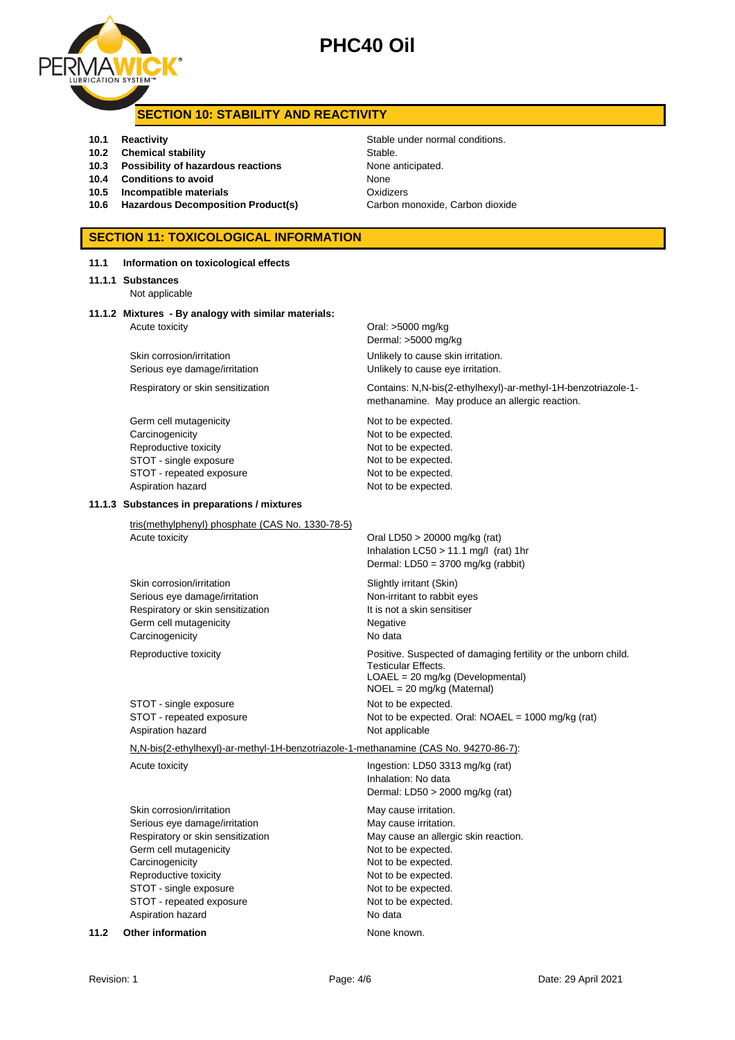# PHC40 Oil

## SECTION 10: STABILITY AND REACTIVITY

| | | |
|---|---|---|
| **10.1** | **Reactivity** | Stable under normal conditions. |
| **10.2** | **Chemical stability** | Stable. |
| **10.3** | **Possibility of hazardous reactions** | None anticipated. |
| **10.4** | **Conditions to avoid** | None |
| **10.5** | **Incompatible materials** | Oxidizers |
| **10.6** | **Hazardous Decomposition Product(s)** | Carbon monoxide, Carbon dioxide |

## SECTION 11: TOXICOLOGICAL INFORMATION

**11.1 Information on toxicological effects**

**11.1.1 Substances**

Not applicable

**11.1.2 Mixtures - By analogy with similar materials:**

| | |
|---|---|
| Acute toxicity | Oral: >5000 mg/kg<br>Dermal: >5000 mg/kg |
| Skin corrosion/irritation | Unlikely to cause skin irritation. |
| Serious eye damage/irritation | Unlikely to cause eye irritation. |
| Respiratory or skin sensitization | Contains: N,N-bis(2-ethylhexyl)-ar-methyl-1H-benzotriazole-1-methanamine. May produce an allergic reaction. |
| Germ cell mutagenicity | Not to be expected. |
| Carcinogenicity | Not to be expected. |
| Reproductive toxicity | Not to be expected. |
| STOT - single exposure | Not to be expected. |
| STOT - repeated exposure | Not to be expected. |
| Aspiration hazard | Not to be expected. |

**11.1.3 Substances in preparations / mixtures**

tris(methylphenyl) phosphate (CAS No. 1330-78-5)

| | |
|---|---|
| Acute toxicity | Oral LD50 > 20000 mg/kg (rat)<br>Inhalation LC50 > 11.1 mg/l (rat) 1hr<br>Dermal: LD50 = 3700 mg/kg (rabbit) |
| Skin corrosion/irritation | Slightly irritant (Skin) |
| Serious eye damage/irritation | Non-irritant to rabbit eyes |
| Respiratory or skin sensitization | It is not a skin sensitiser |
| Germ cell mutagenicity | Negative |
| Carcinogenicity | No data |
| Reproductive toxicity | Positive. Suspected of damaging fertility or the unborn child.<br>Testicular Effects.<br>LOAEL = 20 mg/kg (Developmental)<br>NOEL = 20 mg/kg (Maternal) |
| STOT - single exposure | Not to be expected. |
| STOT - repeated exposure | Not to be expected. Oral: NOAEL = 1000 mg/kg (rat) |
| Aspiration hazard | Not applicable |

N,N-bis(2-ethylhexyl)-ar-methyl-1H-benzotriazole-1-methanamine (CAS No. 94270-86-7):

| | |
|---|---|
| Acute toxicity | Ingestion: LD50 3313 mg/kg (rat)<br>Inhalation: No data<br>Dermal: LD50 > 2000 mg/kg (rat) |
| Skin corrosion/irritation | May cause irritation. |
| Serious eye damage/irritation | May cause irritation. |
| Respiratory or skin sensitization | May cause an allergic skin reaction. |
| Germ cell mutagenicity | Not to be expected. |
| Carcinogenicity | Not to be expected. |
| Reproductive toxicity | Not to be expected. |
| STOT - single exposure | Not to be expected. |
| STOT - repeated exposure | Not to be expected. |
| Aspiration hazard | No data |

**11.2 Other information** None known.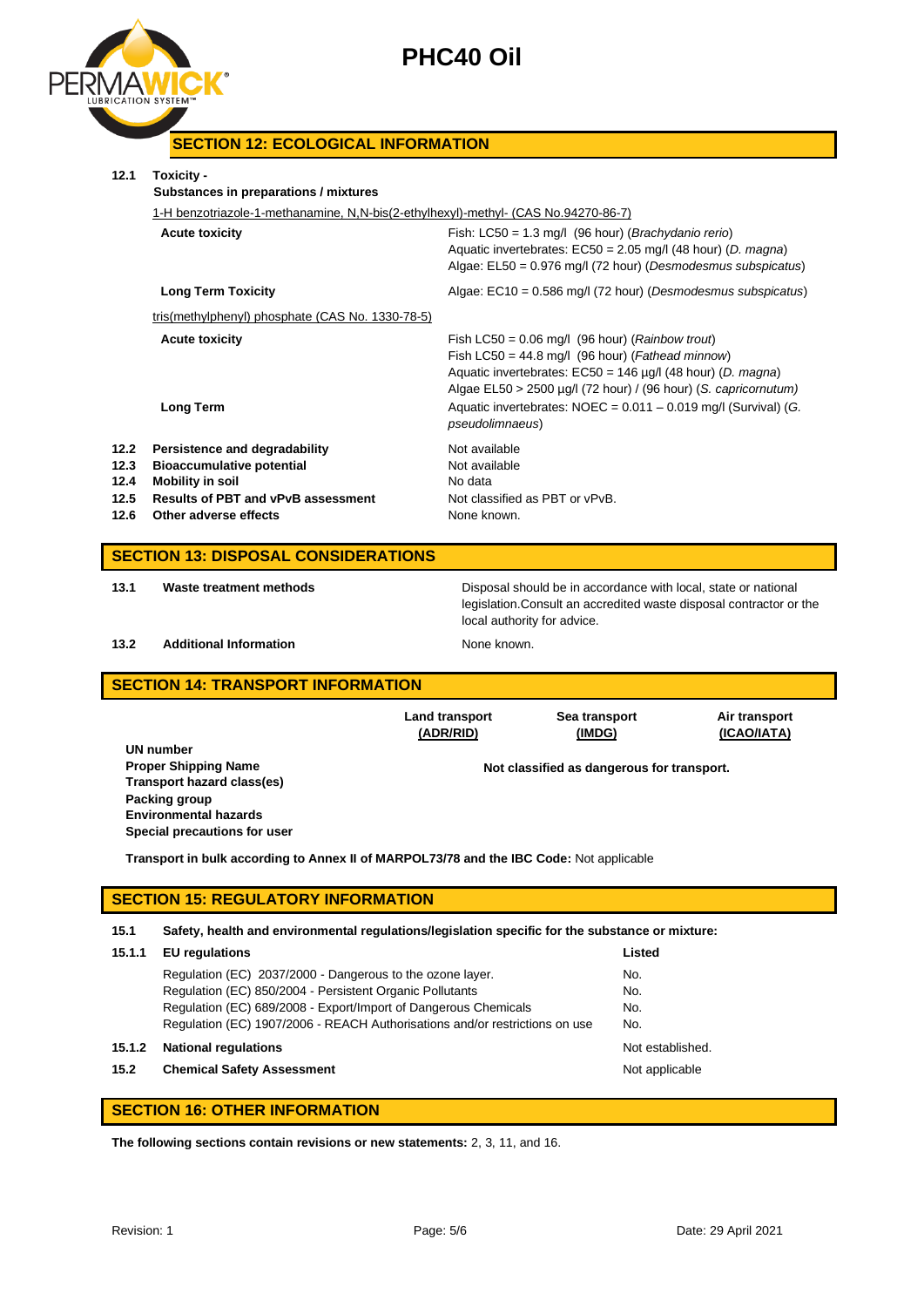## SECTION 12: ECOLOGICAL INFORMATION

**12.1 Toxicity -**

**Substances in preparations / mixtures**

1-H benzotriazole-1-methanamine, N,N-bis(2-ethylhexyl)-methyl- (CAS No.94270-86-7)

| | |
|---|---|
| **Acute toxicity** | Fish: LC50 = 1.3 mg/l (96 hour) (*Brachydanio rerio*)<br>Aquatic invertebrates: EC50 = 2.05 mg/l (48 hour) (*D. magna*)<br>Algae: EL50 = 0.976 mg/l (72 hour) (*Desmodesmus subspicatus*) |
| **Long Term Toxicity** | Algae: EC10 = 0.586 mg/l (72 hour) (*Desmodesmus subspicatus*) |

tris(methylphenyl) phosphate (CAS No. 1330-78-5)

| | |
|---|---|
| **Acute toxicity** | Fish LC50 = 0.06 mg/l (96 hour) (*Rainbow trout*)<br>Fish LC50 = 44.8 mg/l (96 hour) (*Fathead minnow*)<br>Aquatic invertebrates: EC50 = 146 µg/l (48 hour) (*D. magna*)<br>Algae EL50 > 2500 µg/l (72 hour) / (96 hour) (*S. capricornutum)* |
| **Long Term** | Aquatic invertebrates: NOEC = 0.011 – 0.019 mg/l (Survival) (*G. pseudolimnaeus*) |

| | | |
|---|---|---|
| 12.2 | **Persistence and degradability** | Not available |
| 12.3 | **Bioaccumulative potential** | Not available |
| 12.4 | **Mobility in soil** | No data |
| 12.5 | **Results of PBT and vPvB assessment** | Not classified as PBT or vPvB. |
| 12.6 | **Other adverse effects** | None known. |

## SECTION 13: DISPOSAL CONSIDERATIONS

| | | |
|---|---|---|
| 13.1 | **Waste treatment methods** | Disposal should be in accordance with local, state or national legislation.Consult an accredited waste disposal contractor or the local authority for advice. |
| 13.2 | **Additional Information** | None known. |

## SECTION 14: TRANSPORT INFORMATION

| | Land transport (ADR/RID) | Sea transport (IMDG) | Air transport (ICAO/IATA) |
|---|---|---|---|
| **UN number** | | | |
| **Proper Shipping Name** | | Not classified as dangerous for transport. | |
| **Transport hazard class(es)** | | | |
| **Packing group** | | | |
| **Environmental hazards** | | | |
| **Special precautions for user** | | | |

**Transport in bulk according to Annex II of MARPOL73/78 and the IBC Code:** Not applicable

## SECTION 15: REGULATORY INFORMATION

**15.1 Safety, health and environmental regulations/legislation specific for the substance or mixture:**

| 15.1.1 | **EU regulations** | **Listed** |
|---|---|---|
| | Regulation (EC) 2037/2000 - Dangerous to the ozone layer. | No. |
| | Regulation (EC) 850/2004 - Persistent Organic Pollutants | No. |
| | Regulation (EC) 689/2008 - Export/Import of Dangerous Chemicals | No. |
| | Regulation (EC) 1907/2006 - REACH Authorisations and/or restrictions on use | No. |
| 15.1.2 | **National regulations** | Not established. |
| 15.2 | **Chemical Safety Assessment** | Not applicable |

## SECTION 16: OTHER INFORMATION

**The following sections contain revisions or new statements:** 2, 3, 11, and 16.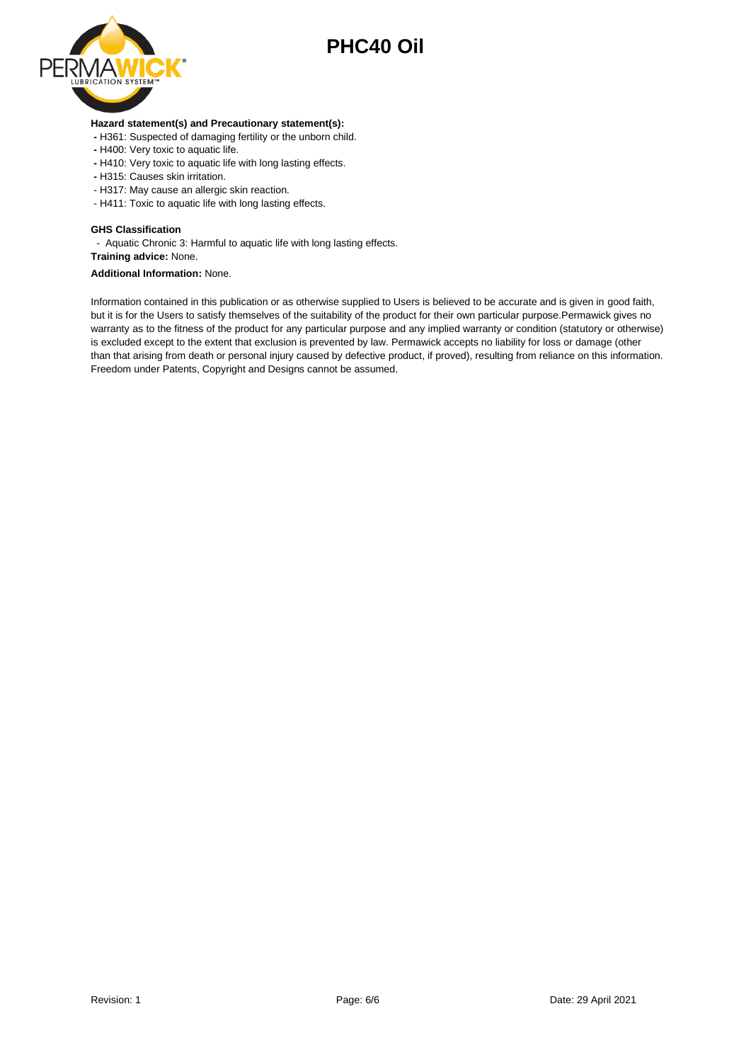**Hazard statement(s) and Precautionary statement(s):**

- H361: Suspected of damaging fertility or the unborn child.
- H400: Very toxic to aquatic life.
- H410: Very toxic to aquatic life with long lasting effects.
- H315: Causes skin irritation.
- H317: May cause an allergic skin reaction.
- H411: Toxic to aquatic life with long lasting effects.

**GHS Classification**

- Aquatic Chronic 3: Harmful to aquatic life with long lasting effects.

**Training advice:** None.

**Additional Information:** None.

Information contained in this publication or as otherwise supplied to Users is believed to be accurate and is given in good faith, but it is for the Users to satisfy themselves of the suitability of the product for their own particular purpose.Permawick gives no warranty as to the fitness of the product for any particular purpose and any implied warranty or condition (statutory or otherwise) is excluded except to the extent that exclusion is prevented by law. Permawick accepts no liability for loss or damage (other than that arising from death or personal injury caused by defective product, if proved), resulting from reliance on this information. Freedom under Patents, Copyright and Designs cannot be assumed.